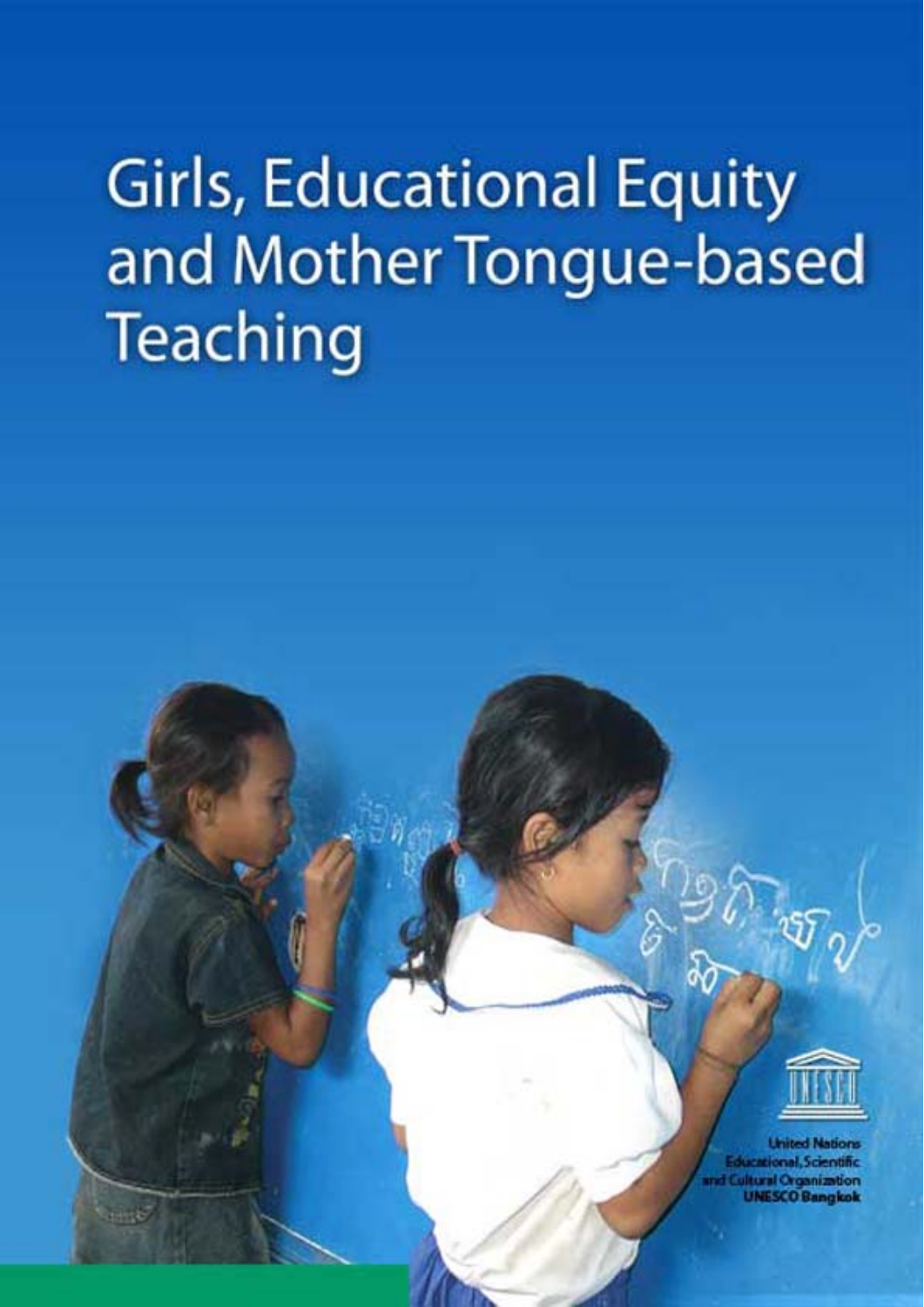# Girls, Educational Equity and Mother Tongue-based Teaching

United Nations
Educational, Scientific
and Cultural Organization
UNESCO Bangkok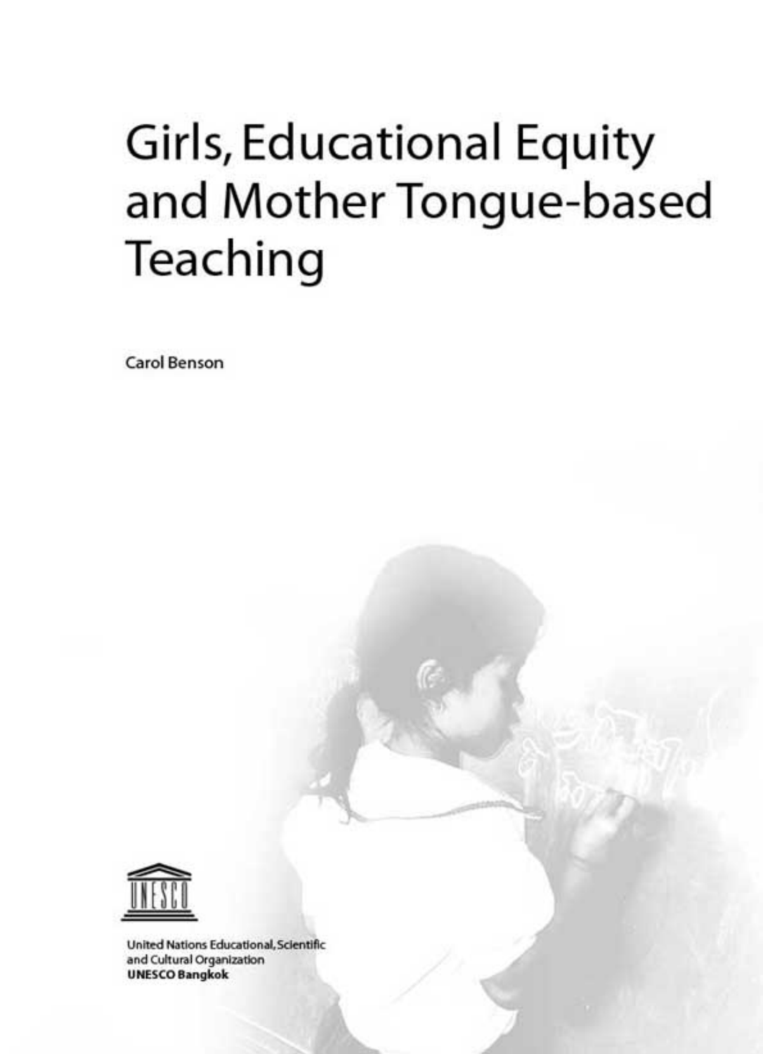# Girls, Educational Equity and Mother Tongue-based Teaching

Carol Benson

United Nations Educational, Scientific and Cultural Organization
**UNESCO Bangkok**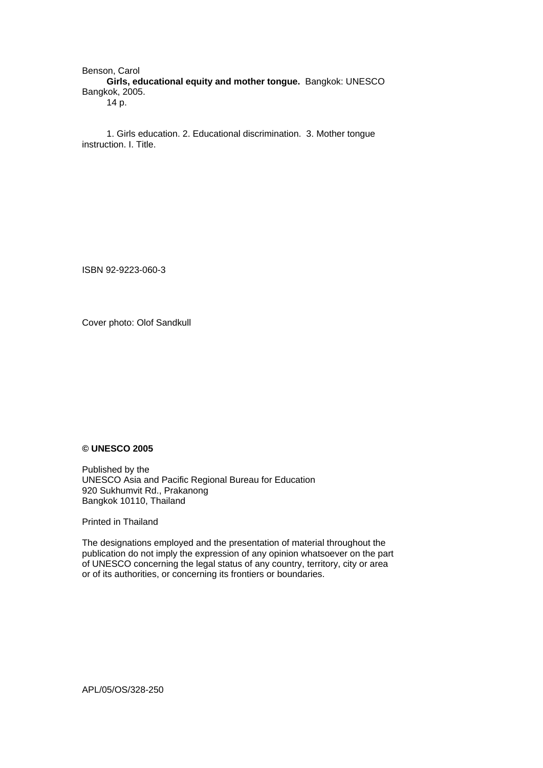Benson, Carol

**Girls, educational equity and mother tongue.** Bangkok: UNESCO Bangkok, 2005.

14 p.

1. Girls education. 2. Educational discrimination. 3. Mother tongue instruction. I. Title.

ISBN 92-9223-060-3

Cover photo: Olof Sandkull

**© UNESCO 2005**

Published by the
UNESCO Asia and Pacific Regional Bureau for Education
920 Sukhumvit Rd., Prakanong
Bangkok 10110, Thailand

Printed in Thailand

The designations employed and the presentation of material throughout the publication do not imply the expression of any opinion whatsoever on the part of UNESCO concerning the legal status of any country, territory, city or area or of its authorities, or concerning its frontiers or boundaries.

APL/05/OS/328-250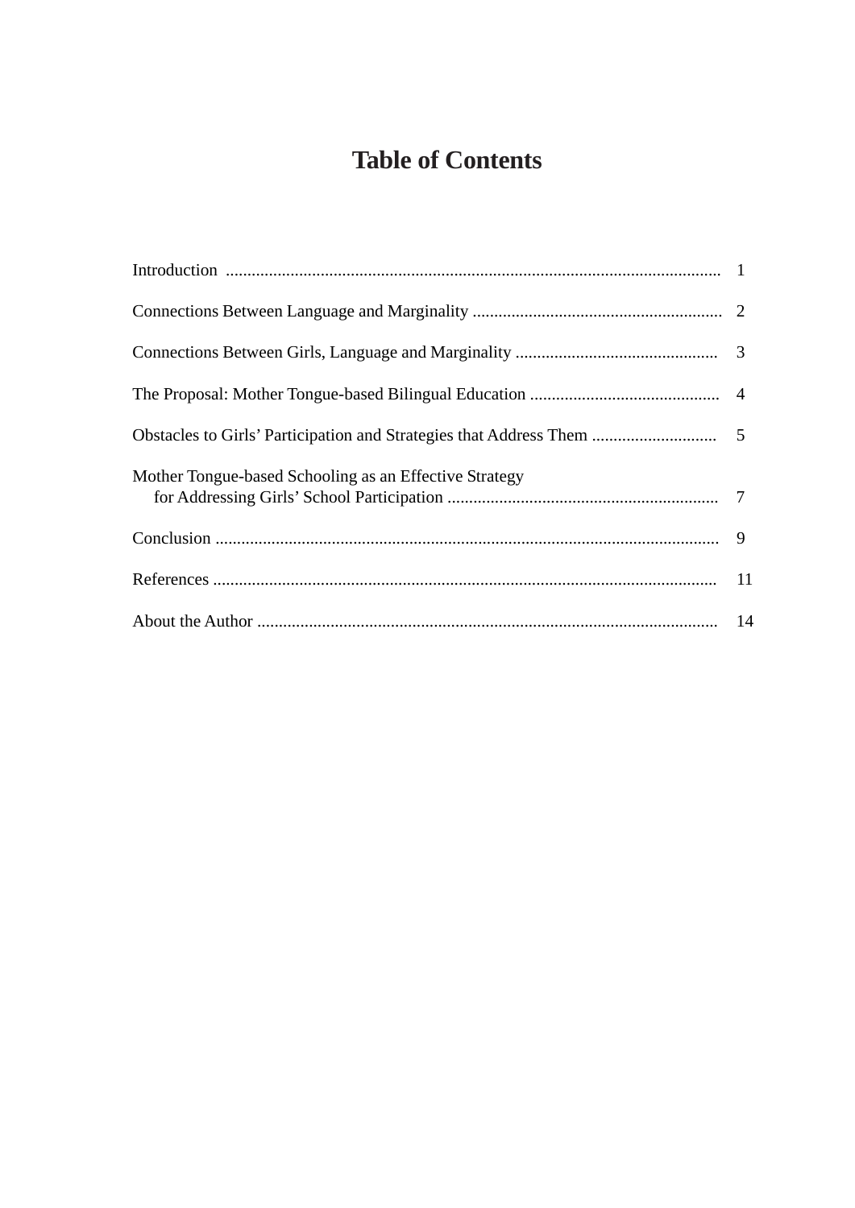# Table of Contents

| | |
|---|---|
| Introduction | 1 |
| Connections Between Language and Marginality | 2 |
| Connections Between Girls, Language and Marginality | 3 |
| The Proposal: Mother Tongue-based Bilingual Education | 4 |
| Obstacles to Girls' Participation and Strategies that Address Them | 5 |
| Mother Tongue-based Schooling as an Effective Strategy for Addressing Girls' School Participation | 7 |
| Conclusion | 9 |
| References | 11 |
| About the Author | 14 |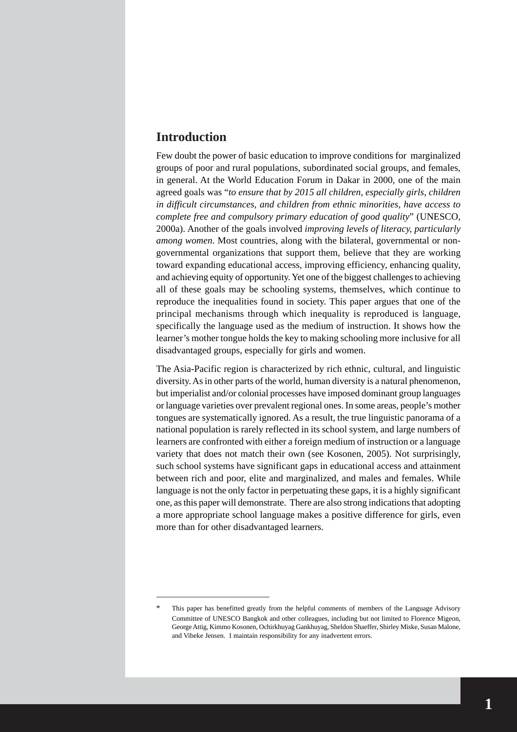## Introduction

Few doubt the power of basic education to improve conditions for marginalized groups of poor and rural populations, subordinated social groups, and females, in general. At the World Education Forum in Dakar in 2000, one of the main agreed goals was "*to ensure that by 2015 all children, especially girls, children in difficult circumstances, and children from ethnic minorities, have access to complete free and compulsory primary education of good quality*" (UNESCO, 2000a). Another of the goals involved *improving levels of literacy, particularly among women*. Most countries, along with the bilateral, governmental or non-governmental organizations that support them, believe that they are working toward expanding educational access, improving efficiency, enhancing quality, and achieving equity of opportunity. Yet one of the biggest challenges to achieving all of these goals may be schooling systems, themselves, which continue to reproduce the inequalities found in society. This paper argues that one of the principal mechanisms through which inequality is reproduced is language, specifically the language used as the medium of instruction. It shows how the learner's mother tongue holds the key to making schooling more inclusive for all disadvantaged groups, especially for girls and women.

The Asia-Pacific region is characterized by rich ethnic, cultural, and linguistic diversity. As in other parts of the world, human diversity is a natural phenomenon, but imperialist and/or colonial processes have imposed dominant group languages or language varieties over prevalent regional ones. In some areas, people's mother tongues are systematically ignored. As a result, the true linguistic panorama of a national population is rarely reflected in its school system, and large numbers of learners are confronted with either a foreign medium of instruction or a language variety that does not match their own (see Kosonen, 2005). Not surprisingly, such school systems have significant gaps in educational access and attainment between rich and poor, elite and marginalized, and males and females. While language is not the only factor in perpetuating these gaps, it is a highly significant one, as this paper will demonstrate. There are also strong indications that adopting a more appropriate school language makes a positive difference for girls, even more than for other disadvantaged learners.

---

\* This paper has benefitted greatly from the helpful comments of members of the Language Advisory Committee of UNESCO Bangkok and other colleagues, including but not limited to Florence Migeon, George Attig, Kimmo Kosonen, Ochirkhuyag Gankhuyag, Sheldon Shaeffer, Shirley Miske, Susan Malone, and Vibeke Jensen. I maintain responsibility for any inadvertent errors.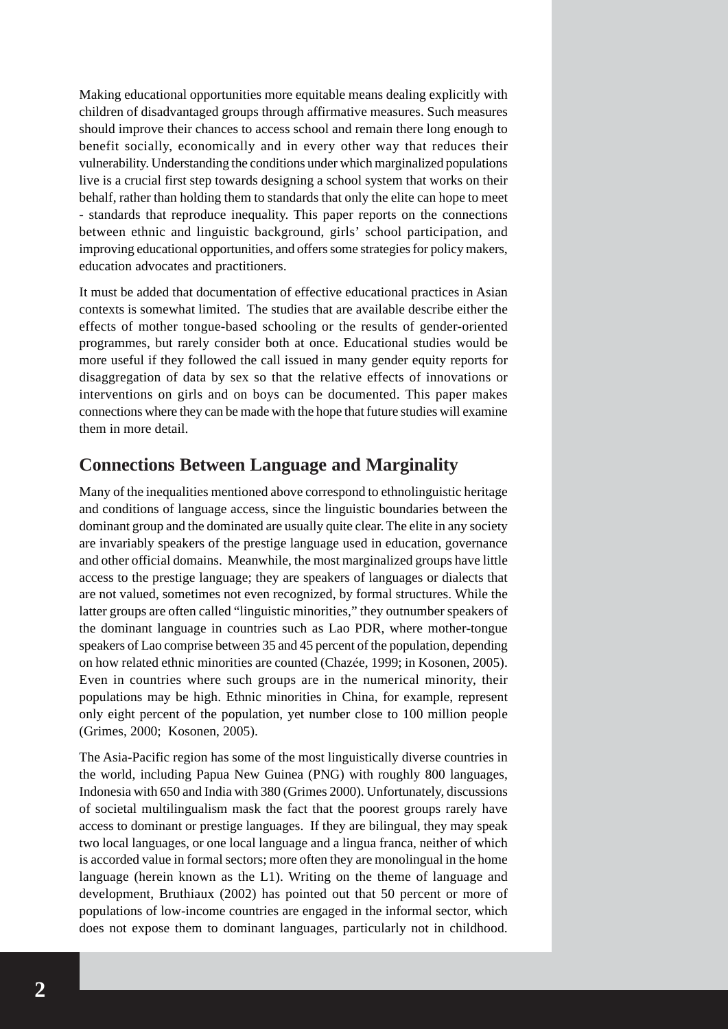Making educational opportunities more equitable means dealing explicitly with children of disadvantaged groups through affirmative measures. Such measures should improve their chances to access school and remain there long enough to benefit socially, economically and in every other way that reduces their vulnerability. Understanding the conditions under which marginalized populations live is a crucial first step towards designing a school system that works on their behalf, rather than holding them to standards that only the elite can hope to meet - standards that reproduce inequality. This paper reports on the connections between ethnic and linguistic background, girls' school participation, and improving educational opportunities, and offers some strategies for policy makers, education advocates and practitioners.

It must be added that documentation of effective educational practices in Asian contexts is somewhat limited. The studies that are available describe either the effects of mother tongue-based schooling or the results of gender-oriented programmes, but rarely consider both at once. Educational studies would be more useful if they followed the call issued in many gender equity reports for disaggregation of data by sex so that the relative effects of innovations or interventions on girls and on boys can be documented. This paper makes connections where they can be made with the hope that future studies will examine them in more detail.

## Connections Between Language and Marginality

Many of the inequalities mentioned above correspond to ethnolinguistic heritage and conditions of language access, since the linguistic boundaries between the dominant group and the dominated are usually quite clear. The elite in any society are invariably speakers of the prestige language used in education, governance and other official domains. Meanwhile, the most marginalized groups have little access to the prestige language; they are speakers of languages or dialects that are not valued, sometimes not even recognized, by formal structures. While the latter groups are often called "linguistic minorities," they outnumber speakers of the dominant language in countries such as Lao PDR, where mother-tongue speakers of Lao comprise between 35 and 45 percent of the population, depending on how related ethnic minorities are counted (Chazée, 1999; in Kosonen, 2005). Even in countries where such groups are in the numerical minority, their populations may be high. Ethnic minorities in China, for example, represent only eight percent of the population, yet number close to 100 million people (Grimes, 2000; Kosonen, 2005).

The Asia-Pacific region has some of the most linguistically diverse countries in the world, including Papua New Guinea (PNG) with roughly 800 languages, Indonesia with 650 and India with 380 (Grimes 2000). Unfortunately, discussions of societal multilingualism mask the fact that the poorest groups rarely have access to dominant or prestige languages. If they are bilingual, they may speak two local languages, or one local language and a lingua franca, neither of which is accorded value in formal sectors; more often they are monolingual in the home language (herein known as the L1). Writing on the theme of language and development, Bruthiaux (2002) has pointed out that 50 percent or more of populations of low-income countries are engaged in the informal sector, which does not expose them to dominant languages, particularly not in childhood.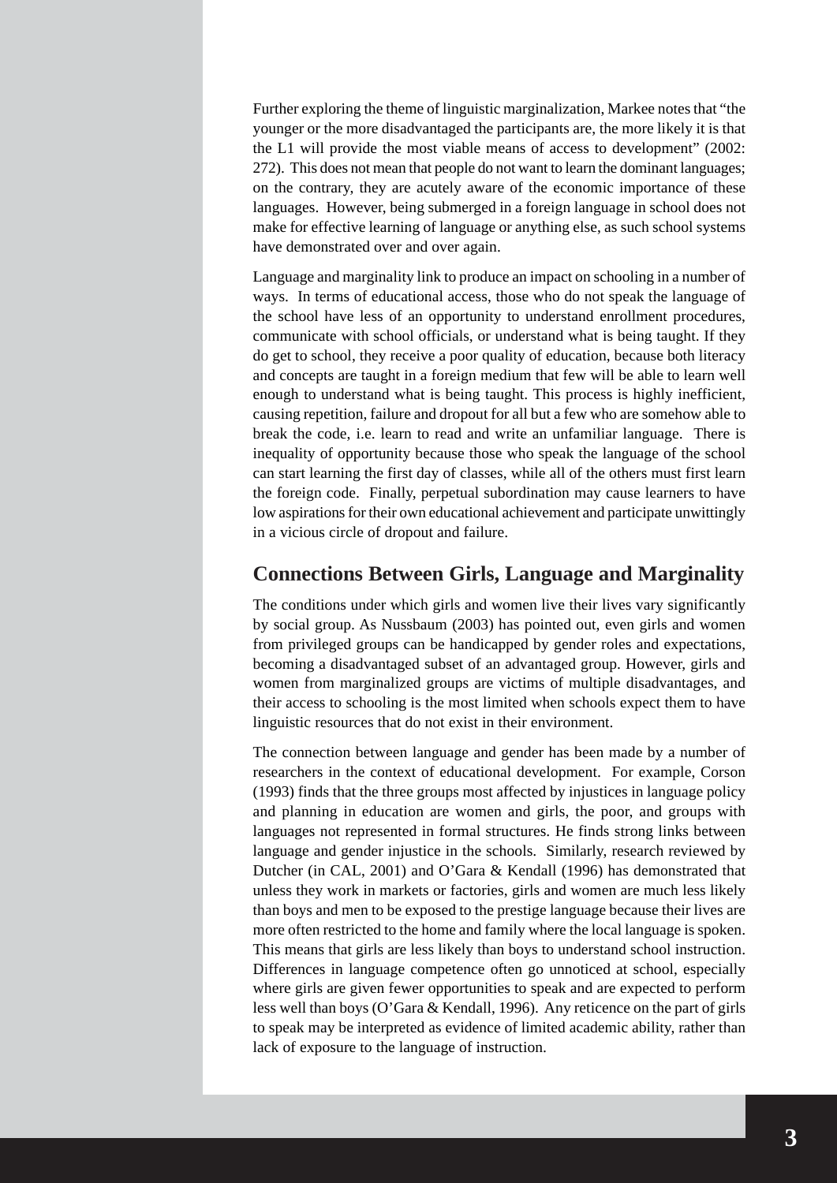Further exploring the theme of linguistic marginalization, Markee notes that "the younger or the more disadvantaged the participants are, the more likely it is that the L1 will provide the most viable means of access to development" (2002: 272). This does not mean that people do not want to learn the dominant languages; on the contrary, they are acutely aware of the economic importance of these languages. However, being submerged in a foreign language in school does not make for effective learning of language or anything else, as such school systems have demonstrated over and over again.

Language and marginality link to produce an impact on schooling in a number of ways. In terms of educational access, those who do not speak the language of the school have less of an opportunity to understand enrollment procedures, communicate with school officials, or understand what is being taught. If they do get to school, they receive a poor quality of education, because both literacy and concepts are taught in a foreign medium that few will be able to learn well enough to understand what is being taught. This process is highly inefficient, causing repetition, failure and dropout for all but a few who are somehow able to break the code, i.e. learn to read and write an unfamiliar language. There is inequality of opportunity because those who speak the language of the school can start learning the first day of classes, while all of the others must first learn the foreign code. Finally, perpetual subordination may cause learners to have low aspirations for their own educational achievement and participate unwittingly in a vicious circle of dropout and failure.

## Connections Between Girls, Language and Marginality

The conditions under which girls and women live their lives vary significantly by social group. As Nussbaum (2003) has pointed out, even girls and women from privileged groups can be handicapped by gender roles and expectations, becoming a disadvantaged subset of an advantaged group. However, girls and women from marginalized groups are victims of multiple disadvantages, and their access to schooling is the most limited when schools expect them to have linguistic resources that do not exist in their environment.

The connection between language and gender has been made by a number of researchers in the context of educational development. For example, Corson (1993) finds that the three groups most affected by injustices in language policy and planning in education are women and girls, the poor, and groups with languages not represented in formal structures. He finds strong links between language and gender injustice in the schools. Similarly, research reviewed by Dutcher (in CAL, 2001) and O'Gara & Kendall (1996) has demonstrated that unless they work in markets or factories, girls and women are much less likely than boys and men to be exposed to the prestige language because their lives are more often restricted to the home and family where the local language is spoken. This means that girls are less likely than boys to understand school instruction. Differences in language competence often go unnoticed at school, especially where girls are given fewer opportunities to speak and are expected to perform less well than boys (O'Gara & Kendall, 1996). Any reticence on the part of girls to speak may be interpreted as evidence of limited academic ability, rather than lack of exposure to the language of instruction.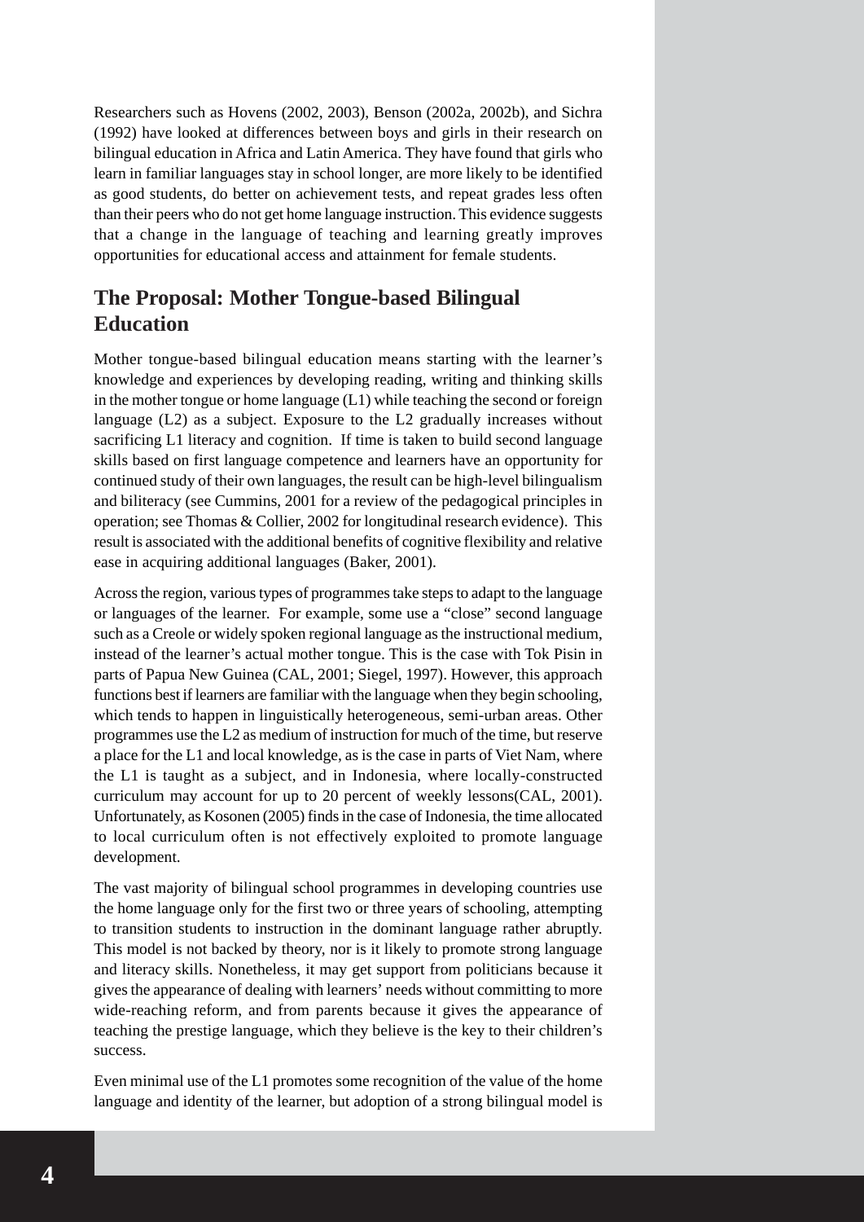Researchers such as Hovens (2002, 2003), Benson (2002a, 2002b), and Sichra (1992) have looked at differences between boys and girls in their research on bilingual education in Africa and Latin America. They have found that girls who learn in familiar languages stay in school longer, are more likely to be identified as good students, do better on achievement tests, and repeat grades less often than their peers who do not get home language instruction. This evidence suggests that a change in the language of teaching and learning greatly improves opportunities for educational access and attainment for female students.

## The Proposal: Mother Tongue-based Bilingual Education

Mother tongue-based bilingual education means starting with the learner's knowledge and experiences by developing reading, writing and thinking skills in the mother tongue or home language (L1) while teaching the second or foreign language (L2) as a subject. Exposure to the L2 gradually increases without sacrificing L1 literacy and cognition. If time is taken to build second language skills based on first language competence and learners have an opportunity for continued study of their own languages, the result can be high-level bilingualism and biliteracy (see Cummins, 2001 for a review of the pedagogical principles in operation; see Thomas & Collier, 2002 for longitudinal research evidence). This result is associated with the additional benefits of cognitive flexibility and relative ease in acquiring additional languages (Baker, 2001).

Across the region, various types of programmes take steps to adapt to the language or languages of the learner. For example, some use a "close" second language such as a Creole or widely spoken regional language as the instructional medium, instead of the learner's actual mother tongue. This is the case with Tok Pisin in parts of Papua New Guinea (CAL, 2001; Siegel, 1997). However, this approach functions best if learners are familiar with the language when they begin schooling, which tends to happen in linguistically heterogeneous, semi-urban areas. Other programmes use the L2 as medium of instruction for much of the time, but reserve a place for the L1 and local knowledge, as is the case in parts of Viet Nam, where the L1 is taught as a subject, and in Indonesia, where locally-constructed curriculum may account for up to 20 percent of weekly lessons(CAL, 2001). Unfortunately, as Kosonen (2005) finds in the case of Indonesia, the time allocated to local curriculum often is not effectively exploited to promote language development.

The vast majority of bilingual school programmes in developing countries use the home language only for the first two or three years of schooling, attempting to transition students to instruction in the dominant language rather abruptly. This model is not backed by theory, nor is it likely to promote strong language and literacy skills. Nonetheless, it may get support from politicians because it gives the appearance of dealing with learners' needs without committing to more wide-reaching reform, and from parents because it gives the appearance of teaching the prestige language, which they believe is the key to their children's success.

Even minimal use of the L1 promotes some recognition of the value of the home language and identity of the learner, but adoption of a strong bilingual model is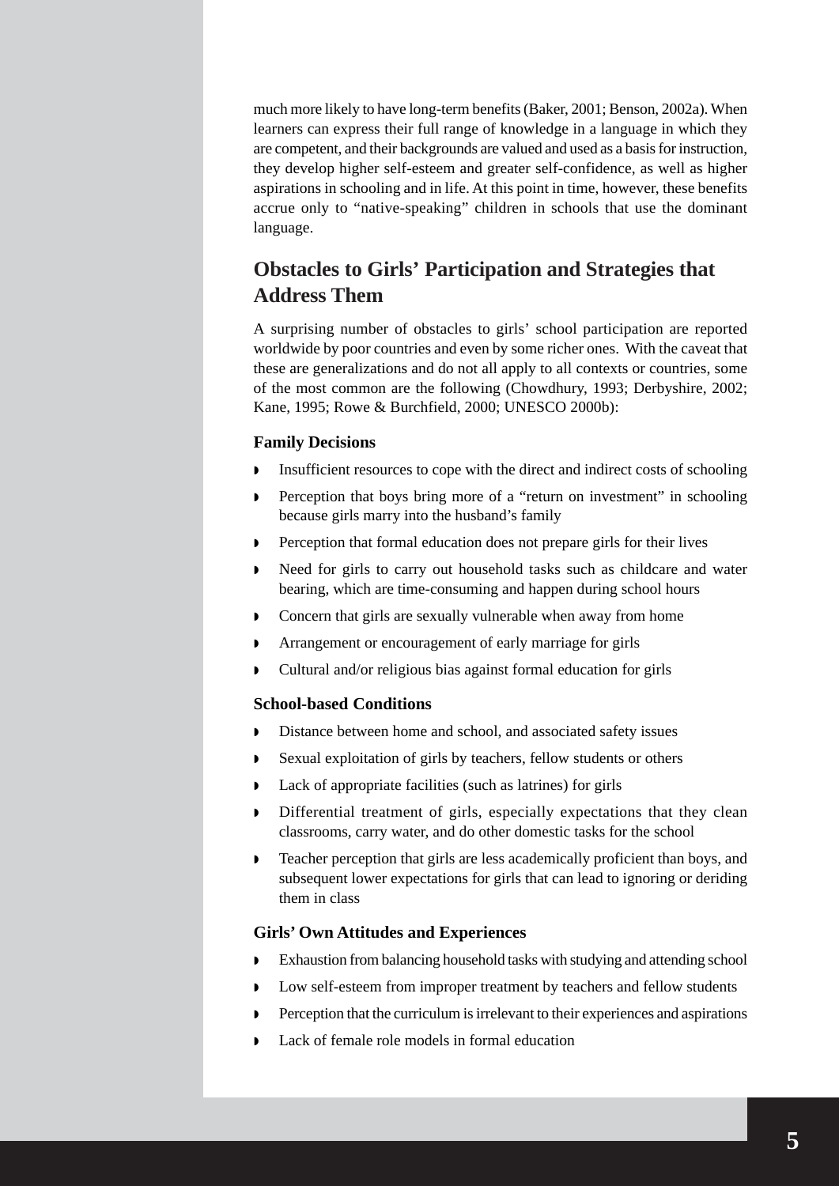much more likely to have long-term benefits (Baker, 2001; Benson, 2002a). When learners can express their full range of knowledge in a language in which they are competent, and their backgrounds are valued and used as a basis for instruction, they develop higher self-esteem and greater self-confidence, as well as higher aspirations in schooling and in life. At this point in time, however, these benefits accrue only to "native-speaking" children in schools that use the dominant language.

## Obstacles to Girls' Participation and Strategies that Address Them

A surprising number of obstacles to girls' school participation are reported worldwide by poor countries and even by some richer ones. With the caveat that these are generalizations and do not all apply to all contexts or countries, some of the most common are the following (Chowdhury, 1993; Derbyshire, 2002; Kane, 1995; Rowe & Burchfield, 2000; UNESCO 2000b):

### Family Decisions

- Insufficient resources to cope with the direct and indirect costs of schooling
- Perception that boys bring more of a "return on investment" in schooling because girls marry into the husband's family
- Perception that formal education does not prepare girls for their lives
- Need for girls to carry out household tasks such as childcare and water bearing, which are time-consuming and happen during school hours
- Concern that girls are sexually vulnerable when away from home
- Arrangement or encouragement of early marriage for girls
- Cultural and/or religious bias against formal education for girls

### School-based Conditions

- Distance between home and school, and associated safety issues
- Sexual exploitation of girls by teachers, fellow students or others
- Lack of appropriate facilities (such as latrines) for girls
- Differential treatment of girls, especially expectations that they clean classrooms, carry water, and do other domestic tasks for the school
- Teacher perception that girls are less academically proficient than boys, and subsequent lower expectations for girls that can lead to ignoring or deriding them in class

### Girls' Own Attitudes and Experiences

- Exhaustion from balancing household tasks with studying and attending school
- Low self-esteem from improper treatment by teachers and fellow students
- Perception that the curriculum is irrelevant to their experiences and aspirations
- Lack of female role models in formal education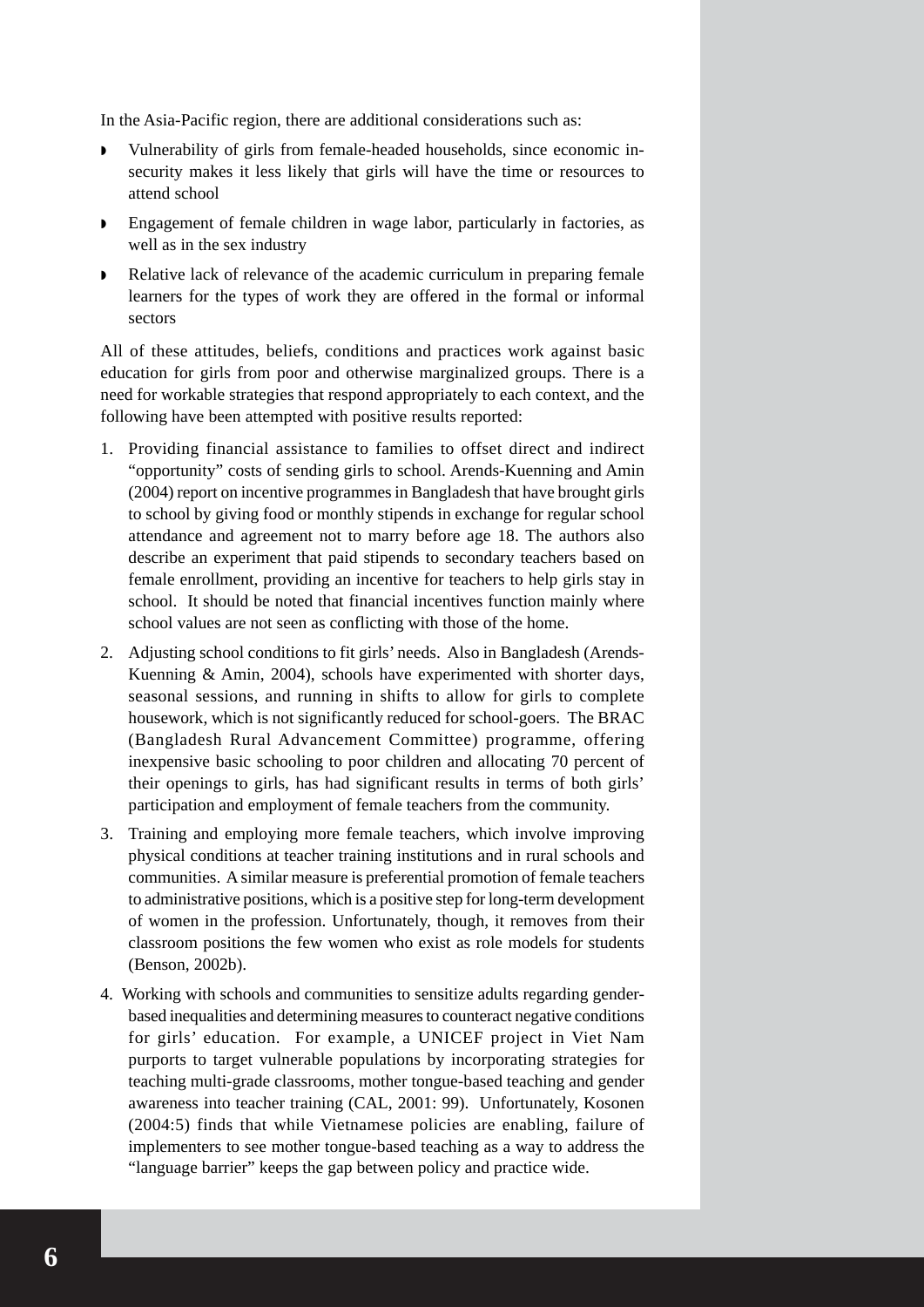In the Asia-Pacific region, there are additional considerations such as:

- Vulnerability of girls from female-headed households, since economic insecurity makes it less likely that girls will have the time or resources to attend school
- Engagement of female children in wage labor, particularly in factories, as well as in the sex industry
- Relative lack of relevance of the academic curriculum in preparing female learners for the types of work they are offered in the formal or informal sectors

All of these attitudes, beliefs, conditions and practices work against basic education for girls from poor and otherwise marginalized groups. There is a need for workable strategies that respond appropriately to each context, and the following have been attempted with positive results reported:

1. Providing financial assistance to families to offset direct and indirect "opportunity" costs of sending girls to school. Arends-Kuenning and Amin (2004) report on incentive programmes in Bangladesh that have brought girls to school by giving food or monthly stipends in exchange for regular school attendance and agreement not to marry before age 18. The authors also describe an experiment that paid stipends to secondary teachers based on female enrollment, providing an incentive for teachers to help girls stay in school. It should be noted that financial incentives function mainly where school values are not seen as conflicting with those of the home.
2. Adjusting school conditions to fit girls' needs. Also in Bangladesh (Arends-Kuenning & Amin, 2004), schools have experimented with shorter days, seasonal sessions, and running in shifts to allow for girls to complete housework, which is not significantly reduced for school-goers. The BRAC (Bangladesh Rural Advancement Committee) programme, offering inexpensive basic schooling to poor children and allocating 70 percent of their openings to girls, has had significant results in terms of both girls' participation and employment of female teachers from the community.
3. Training and employing more female teachers, which involve improving physical conditions at teacher training institutions and in rural schools and communities. A similar measure is preferential promotion of female teachers to administrative positions, which is a positive step for long-term development of women in the profession. Unfortunately, though, it removes from their classroom positions the few women who exist as role models for students (Benson, 2002b).
4. Working with schools and communities to sensitize adults regarding gender-based inequalities and determining measures to counteract negative conditions for girls' education. For example, a UNICEF project in Viet Nam purports to target vulnerable populations by incorporating strategies for teaching multi-grade classrooms, mother tongue-based teaching and gender awareness into teacher training (CAL, 2001: 99). Unfortunately, Kosonen (2004:5) finds that while Vietnamese policies are enabling, failure of implementers to see mother tongue-based teaching as a way to address the "language barrier" keeps the gap between policy and practice wide.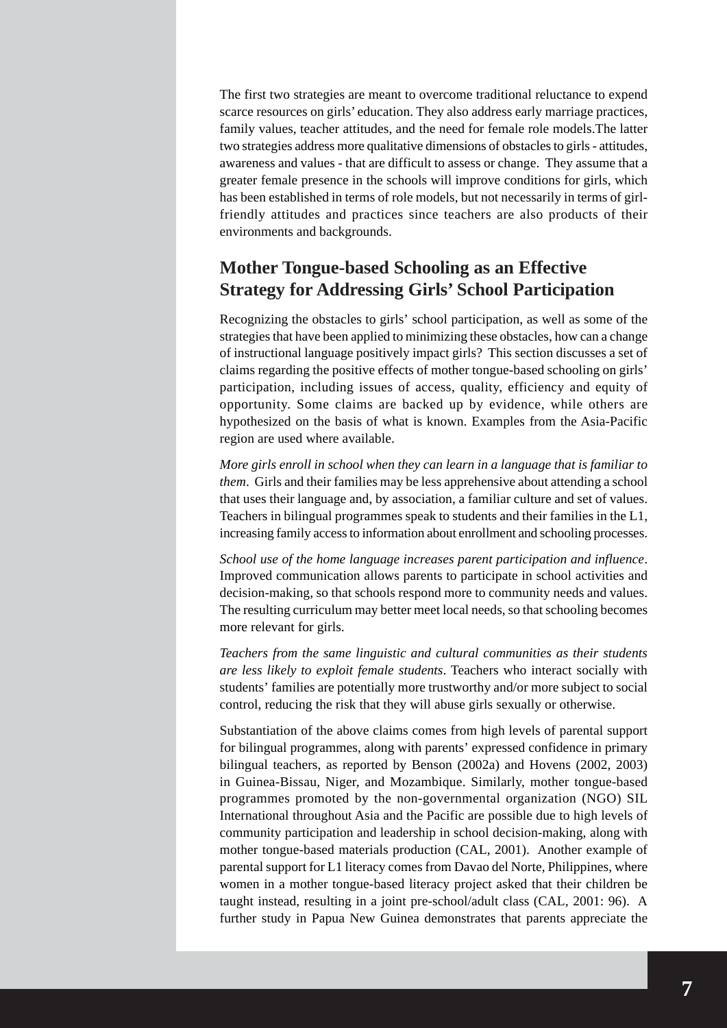The first two strategies are meant to overcome traditional reluctance to expend scarce resources on girls' education. They also address early marriage practices, family values, teacher attitudes, and the need for female role models.The latter two strategies address more qualitative dimensions of obstacles to girls - attitudes, awareness and values - that are difficult to assess or change. They assume that a greater female presence in the schools will improve conditions for girls, which has been established in terms of role models, but not necessarily in terms of girl-friendly attitudes and practices since teachers are also products of their environments and backgrounds.

## Mother Tongue-based Schooling as an Effective Strategy for Addressing Girls' School Participation

Recognizing the obstacles to girls' school participation, as well as some of the strategies that have been applied to minimizing these obstacles, how can a change of instructional language positively impact girls? This section discusses a set of claims regarding the positive effects of mother tongue-based schooling on girls' participation, including issues of access, quality, efficiency and equity of opportunity. Some claims are backed up by evidence, while others are hypothesized on the basis of what is known. Examples from the Asia-Pacific region are used where available.

*More girls enroll in school when they can learn in a language that is familiar to them*. Girls and their families may be less apprehensive about attending a school that uses their language and, by association, a familiar culture and set of values. Teachers in bilingual programmes speak to students and their families in the L1, increasing family access to information about enrollment and schooling processes.

*School use of the home language increases parent participation and influence*. Improved communication allows parents to participate in school activities and decision-making, so that schools respond more to community needs and values. The resulting curriculum may better meet local needs, so that schooling becomes more relevant for girls.

*Teachers from the same linguistic and cultural communities as their students are less likely to exploit female students*. Teachers who interact socially with students' families are potentially more trustworthy and/or more subject to social control, reducing the risk that they will abuse girls sexually or otherwise.

Substantiation of the above claims comes from high levels of parental support for bilingual programmes, along with parents' expressed confidence in primary bilingual teachers, as reported by Benson (2002a) and Hovens (2002, 2003) in Guinea-Bissau, Niger, and Mozambique. Similarly, mother tongue-based programmes promoted by the non-governmental organization (NGO) SIL International throughout Asia and the Pacific are possible due to high levels of community participation and leadership in school decision-making, along with mother tongue-based materials production (CAL, 2001). Another example of parental support for L1 literacy comes from Davao del Norte, Philippines, where women in a mother tongue-based literacy project asked that their children be taught instead, resulting in a joint pre-school/adult class (CAL, 2001: 96). A further study in Papua New Guinea demonstrates that parents appreciate the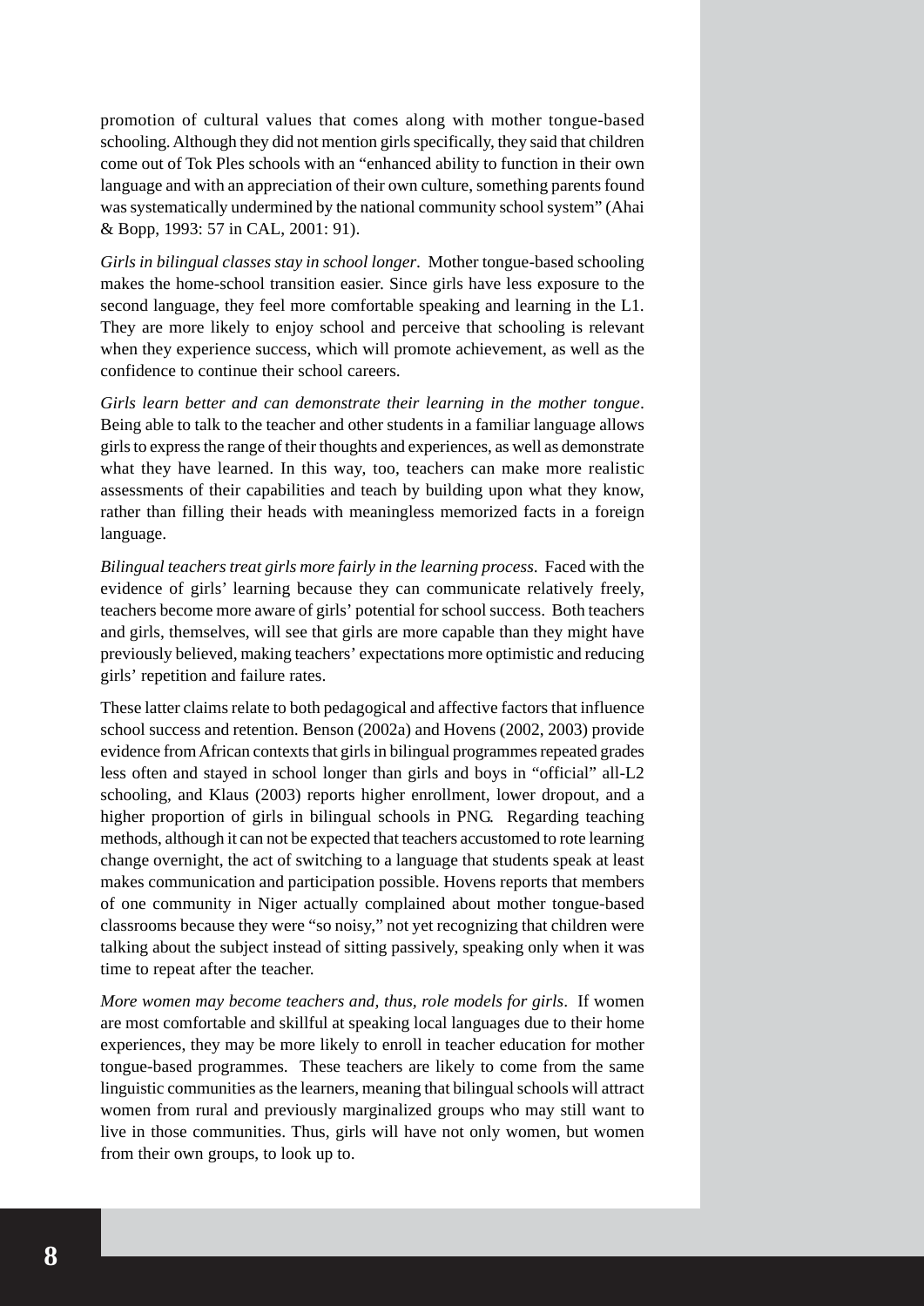promotion of cultural values that comes along with mother tongue-based schooling. Although they did not mention girls specifically, they said that children come out of Tok Ples schools with an "enhanced ability to function in their own language and with an appreciation of their own culture, something parents found was systematically undermined by the national community school system" (Ahai & Bopp, 1993: 57 in CAL, 2001: 91).

*Girls in bilingual classes stay in school longer*. Mother tongue-based schooling makes the home-school transition easier. Since girls have less exposure to the second language, they feel more comfortable speaking and learning in the L1. They are more likely to enjoy school and perceive that schooling is relevant when they experience success, which will promote achievement, as well as the confidence to continue their school careers.

*Girls learn better and can demonstrate their learning in the mother tongue*. Being able to talk to the teacher and other students in a familiar language allows girls to express the range of their thoughts and experiences, as well as demonstrate what they have learned. In this way, too, teachers can make more realistic assessments of their capabilities and teach by building upon what they know, rather than filling their heads with meaningless memorized facts in a foreign language.

*Bilingual teachers treat girls more fairly in the learning process*. Faced with the evidence of girls' learning because they can communicate relatively freely, teachers become more aware of girls' potential for school success. Both teachers and girls, themselves, will see that girls are more capable than they might have previously believed, making teachers' expectations more optimistic and reducing girls' repetition and failure rates.

These latter claims relate to both pedagogical and affective factors that influence school success and retention. Benson (2002a) and Hovens (2002, 2003) provide evidence from African contexts that girls in bilingual programmes repeated grades less often and stayed in school longer than girls and boys in "official" all-L2 schooling, and Klaus (2003) reports higher enrollment, lower dropout, and a higher proportion of girls in bilingual schools in PNG. Regarding teaching methods, although it can not be expected that teachers accustomed to rote learning change overnight, the act of switching to a language that students speak at least makes communication and participation possible. Hovens reports that members of one community in Niger actually complained about mother tongue-based classrooms because they were "so noisy," not yet recognizing that children were talking about the subject instead of sitting passively, speaking only when it was time to repeat after the teacher.

*More women may become teachers and, thus, role models for girls*. If women are most comfortable and skillful at speaking local languages due to their home experiences, they may be more likely to enroll in teacher education for mother tongue-based programmes. These teachers are likely to come from the same linguistic communities as the learners, meaning that bilingual schools will attract women from rural and previously marginalized groups who may still want to live in those communities. Thus, girls will have not only women, but women from their own groups, to look up to.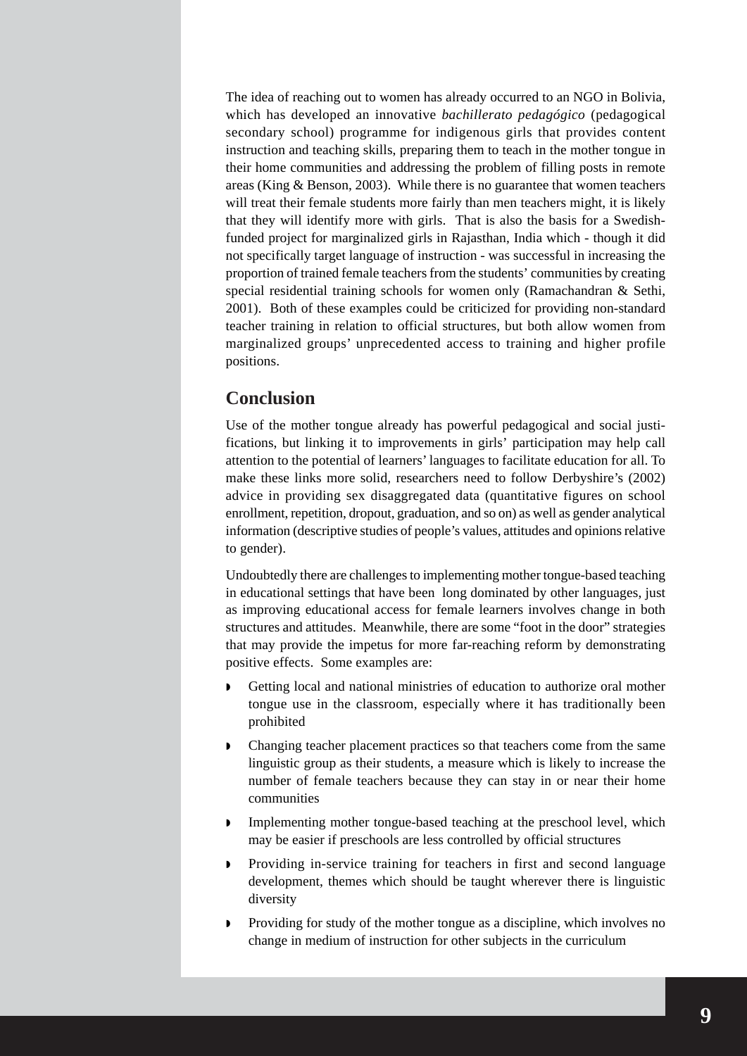The idea of reaching out to women has already occurred to an NGO in Bolivia, which has developed an innovative *bachillerato pedagógico* (pedagogical secondary school) programme for indigenous girls that provides content instruction and teaching skills, preparing them to teach in the mother tongue in their home communities and addressing the problem of filling posts in remote areas (King & Benson, 2003). While there is no guarantee that women teachers will treat their female students more fairly than men teachers might, it is likely that they will identify more with girls. That is also the basis for a Swedish-funded project for marginalized girls in Rajasthan, India which - though it did not specifically target language of instruction - was successful in increasing the proportion of trained female teachers from the students' communities by creating special residential training schools for women only (Ramachandran & Sethi, 2001). Both of these examples could be criticized for providing non-standard teacher training in relation to official structures, but both allow women from marginalized groups' unprecedented access to training and higher profile positions.

## Conclusion

Use of the mother tongue already has powerful pedagogical and social justifications, but linking it to improvements in girls' participation may help call attention to the potential of learners' languages to facilitate education for all. To make these links more solid, researchers need to follow Derbyshire's (2002) advice in providing sex disaggregated data (quantitative figures on school enrollment, repetition, dropout, graduation, and so on) as well as gender analytical information (descriptive studies of people's values, attitudes and opinions relative to gender).

Undoubtedly there are challenges to implementing mother tongue-based teaching in educational settings that have been long dominated by other languages, just as improving educational access for female learners involves change in both structures and attitudes. Meanwhile, there are some "foot in the door" strategies that may provide the impetus for more far-reaching reform by demonstrating positive effects. Some examples are:

- Getting local and national ministries of education to authorize oral mother tongue use in the classroom, especially where it has traditionally been prohibited
- Changing teacher placement practices so that teachers come from the same linguistic group as their students, a measure which is likely to increase the number of female teachers because they can stay in or near their home communities
- Implementing mother tongue-based teaching at the preschool level, which may be easier if preschools are less controlled by official structures
- Providing in-service training for teachers in first and second language development, themes which should be taught wherever there is linguistic diversity
- Providing for study of the mother tongue as a discipline, which involves no change in medium of instruction for other subjects in the curriculum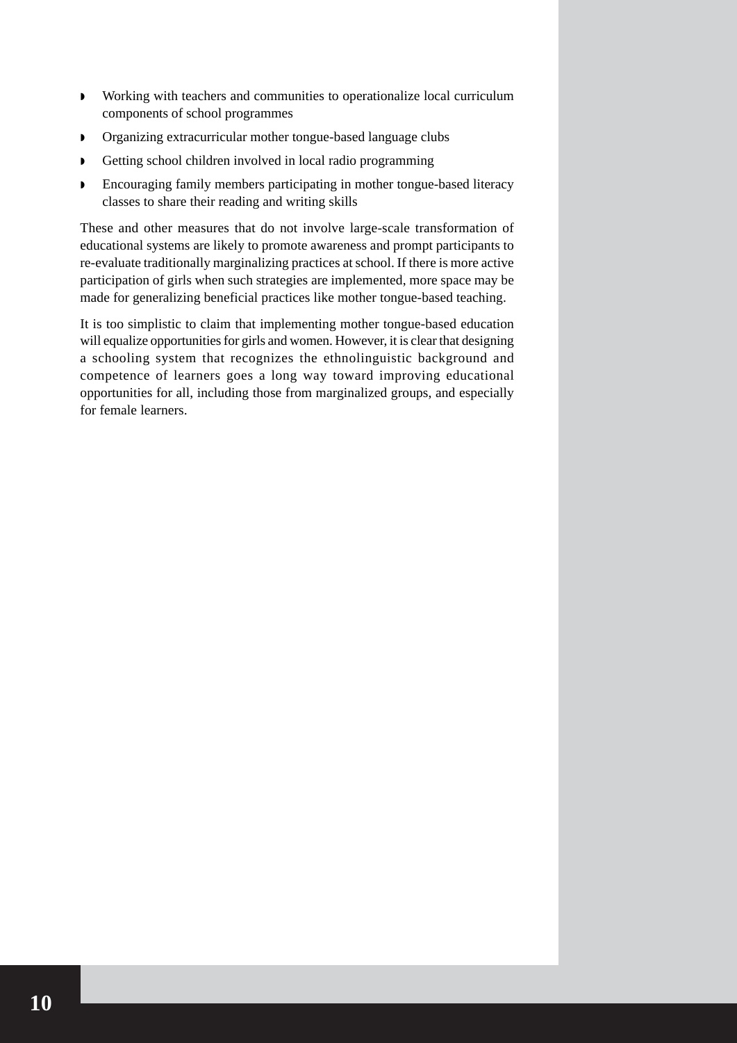- Working with teachers and communities to operationalize local curriculum components of school programmes
- Organizing extracurricular mother tongue-based language clubs
- Getting school children involved in local radio programming
- Encouraging family members participating in mother tongue-based literacy classes to share their reading and writing skills

These and other measures that do not involve large-scale transformation of educational systems are likely to promote awareness and prompt participants to re-evaluate traditionally marginalizing practices at school. If there is more active participation of girls when such strategies are implemented, more space may be made for generalizing beneficial practices like mother tongue-based teaching.

It is too simplistic to claim that implementing mother tongue-based education will equalize opportunities for girls and women. However, it is clear that designing a schooling system that recognizes the ethnolinguistic background and competence of learners goes a long way toward improving educational opportunities for all, including those from marginalized groups, and especially for female learners.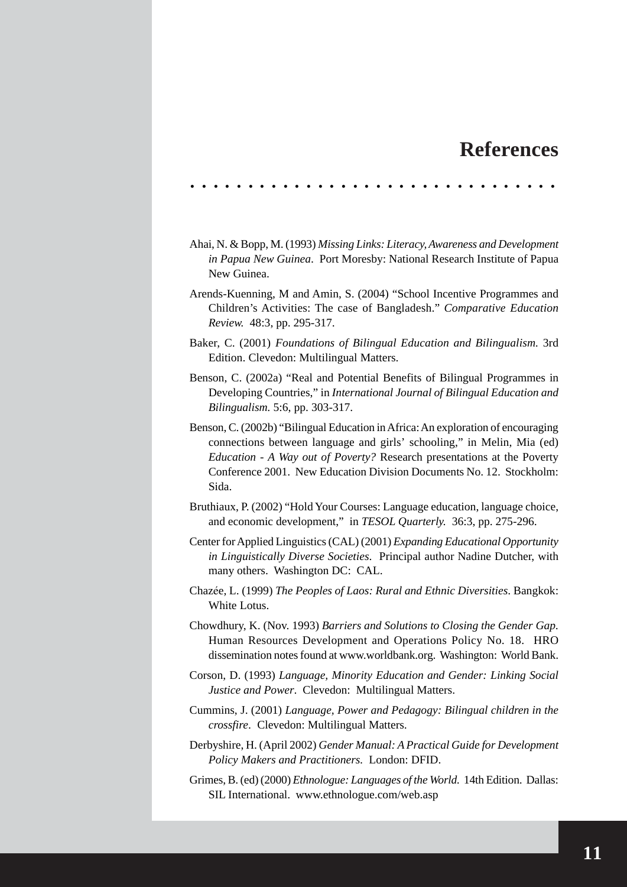# References

Ahai, N. & Bopp, M. (1993) *Missing Links: Literacy, Awareness and Development in Papua New Guinea*. Port Moresby: National Research Institute of Papua New Guinea.

Arends-Kuenning, M and Amin, S. (2004) "School Incentive Programmes and Children's Activities: The case of Bangladesh." *Comparative Education Review.* 48:3, pp. 295-317.

Baker, C. (2001) *Foundations of Bilingual Education and Bilingualism.* 3rd Edition. Clevedon: Multilingual Matters.

Benson, C. (2002a) "Real and Potential Benefits of Bilingual Programmes in Developing Countries," in *International Journal of Bilingual Education and Bilingualism.* 5:6, pp. 303-317.

Benson, C. (2002b) "Bilingual Education in Africa: An exploration of encouraging connections between language and girls' schooling," in Melin, Mia (ed) *Education - A Way out of Poverty?* Research presentations at the Poverty Conference 2001. New Education Division Documents No. 12. Stockholm: Sida.

Bruthiaux, P. (2002) "Hold Your Courses: Language education, language choice, and economic development," in *TESOL Quarterly.* 36:3, pp. 275-296.

Center for Applied Linguistics (CAL) (2001) *Expanding Educational Opportunity in Linguistically Diverse Societies*. Principal author Nadine Dutcher, with many others. Washington DC: CAL.

Chazée, L. (1999) *The Peoples of Laos: Rural and Ethnic Diversities*. Bangkok: White Lotus.

Chowdhury, K. (Nov. 1993) *Barriers and Solutions to Closing the Gender Gap.* Human Resources Development and Operations Policy No. 18. HRO dissemination notes found at www.worldbank.org. Washington: World Bank.

Corson, D. (1993) *Language, Minority Education and Gender: Linking Social Justice and Power*. Clevedon: Multilingual Matters.

Cummins, J. (2001) *Language, Power and Pedagogy: Bilingual children in the crossfire*. Clevedon: Multilingual Matters.

Derbyshire, H. (April 2002) *Gender Manual: A Practical Guide for Development Policy Makers and Practitioners.* London: DFID.

Grimes, B. (ed) (2000) *Ethnologue: Languages of the World.* 14th Edition. Dallas: SIL International. www.ethnologue.com/web.asp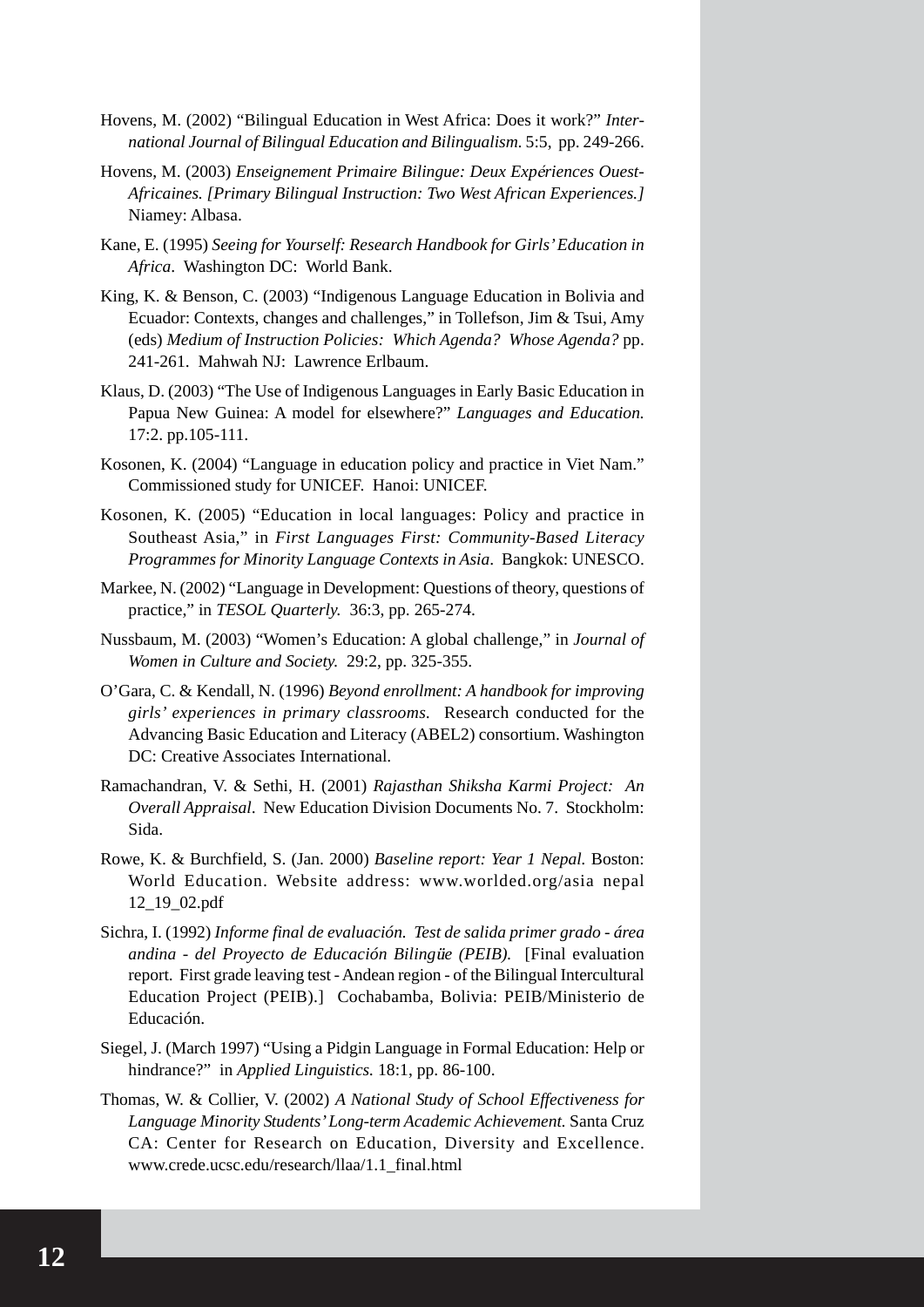Hovens, M. (2002) "Bilingual Education in West Africa: Does it work?" *International Journal of Bilingual Education and Bilingualism.* 5:5, pp. 249-266.

Hovens, M. (2003) *Enseignement Primaire Bilingue: Deux Expériences Ouest-Africaines. [Primary Bilingual Instruction: Two West African Experiences.]* Niamey: Albasa.

Kane, E. (1995) *Seeing for Yourself: Research Handbook for Girls' Education in Africa*. Washington DC: World Bank.

King, K. & Benson, C. (2003) "Indigenous Language Education in Bolivia and Ecuador: Contexts, changes and challenges," in Tollefson, Jim & Tsui, Amy (eds) *Medium of Instruction Policies: Which Agenda? Whose Agenda?* pp. 241-261. Mahwah NJ: Lawrence Erlbaum.

Klaus, D. (2003) "The Use of Indigenous Languages in Early Basic Education in Papua New Guinea: A model for elsewhere?" *Languages and Education.* 17:2. pp.105-111.

Kosonen, K. (2004) "Language in education policy and practice in Viet Nam." Commissioned study for UNICEF. Hanoi: UNICEF.

Kosonen, K. (2005) "Education in local languages: Policy and practice in Southeast Asia," in *First Languages First: Community-Based Literacy Programmes for Minority Language Contexts in Asia*. Bangkok: UNESCO.

Markee, N. (2002) "Language in Development: Questions of theory, questions of practice," in *TESOL Quarterly.* 36:3, pp. 265-274.

Nussbaum, M. (2003) "Women's Education: A global challenge," in *Journal of Women in Culture and Society.* 29:2, pp. 325-355.

O'Gara, C. & Kendall, N. (1996) *Beyond enrollment: A handbook for improving girls' experiences in primary classrooms.* Research conducted for the Advancing Basic Education and Literacy (ABEL2) consortium. Washington DC: Creative Associates International.

Ramachandran, V. & Sethi, H. (2001) *Rajasthan Shiksha Karmi Project: An Overall Appraisal*. New Education Division Documents No. 7. Stockholm: Sida.

Rowe, K. & Burchfield, S. (Jan. 2000) *Baseline report: Year 1 Nepal.* Boston: World Education. Website address: www.worlded.org/asia nepal 12_19_02.pdf

Sichra, I. (1992) *Informe final de evaluación. Test de salida primer grado - área andina - del Proyecto de Educación Bilingüe (PEIB).* [Final evaluation report. First grade leaving test - Andean region - of the Bilingual Intercultural Education Project (PEIB).] Cochabamba, Bolivia: PEIB/Ministerio de Educación.

Siegel, J. (March 1997) "Using a Pidgin Language in Formal Education: Help or hindrance?" in *Applied Linguistics.* 18:1, pp. 86-100.

Thomas, W. & Collier, V. (2002) *A National Study of School Effectiveness for Language Minority Students' Long-term Academic Achievement.* Santa Cruz CA: Center for Research on Education, Diversity and Excellence. www.crede.ucsc.edu/research/llaa/1.1_final.html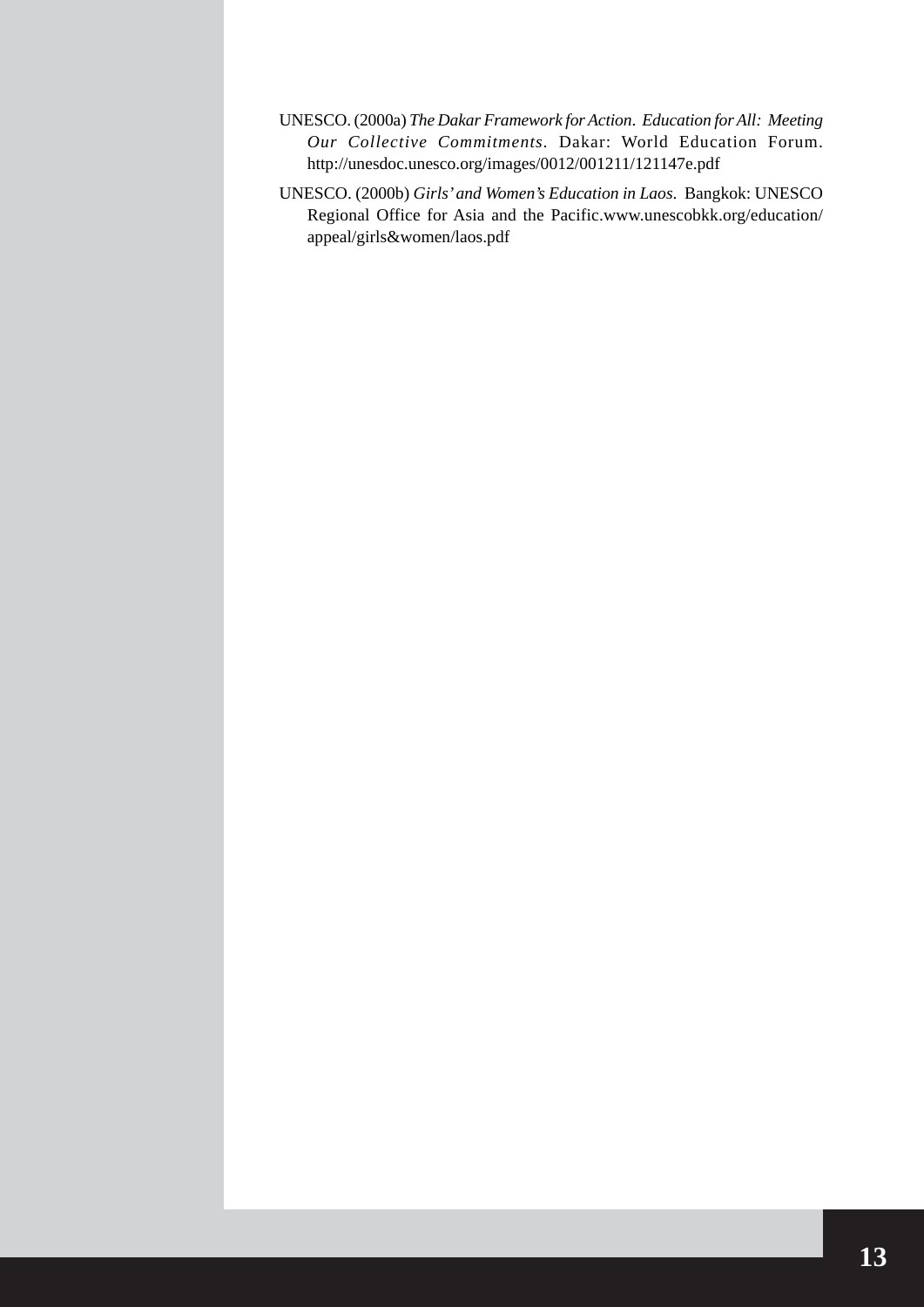UNESCO. (2000a) *The Dakar Framework for Action. Education for All: Meeting Our Collective Commitments*. Dakar: World Education Forum. http://unesdoc.unesco.org/images/0012/001211/121147e.pdf

UNESCO. (2000b) *Girls' and Women's Education in Laos*. Bangkok: UNESCO Regional Office for Asia and the Pacific.www.unescobkk.org/education/appeal/girls&women/laos.pdf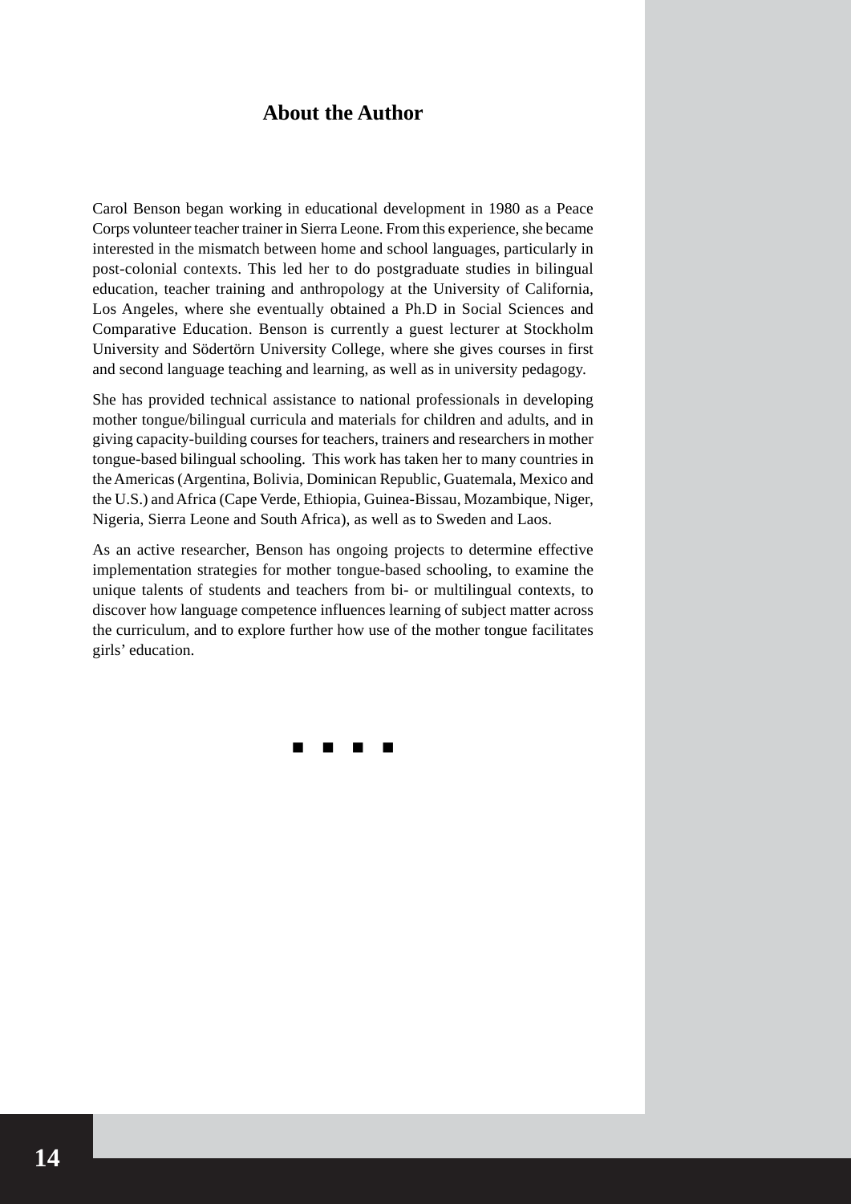## About the Author

Carol Benson began working in educational development in 1980 as a Peace Corps volunteer teacher trainer in Sierra Leone. From this experience, she became interested in the mismatch between home and school languages, particularly in post-colonial contexts. This led her to do postgraduate studies in bilingual education, teacher training and anthropology at the University of California, Los Angeles, where she eventually obtained a Ph.D in Social Sciences and Comparative Education. Benson is currently a guest lecturer at Stockholm University and Södertörn University College, where she gives courses in first and second language teaching and learning, as well as in university pedagogy.

She has provided technical assistance to national professionals in developing mother tongue/bilingual curricula and materials for children and adults, and in giving capacity-building courses for teachers, trainers and researchers in mother tongue-based bilingual schooling. This work has taken her to many countries in the Americas (Argentina, Bolivia, Dominican Republic, Guatemala, Mexico and the U.S.) and Africa (Cape Verde, Ethiopia, Guinea-Bissau, Mozambique, Niger, Nigeria, Sierra Leone and South Africa), as well as to Sweden and Laos.

As an active researcher, Benson has ongoing projects to determine effective implementation strategies for mother tongue-based schooling, to examine the unique talents of students and teachers from bi- or multilingual contexts, to discover how language competence influences learning of subject matter across the curriculum, and to explore further how use of the mother tongue facilitates girls' education.

■ ■ ■ ■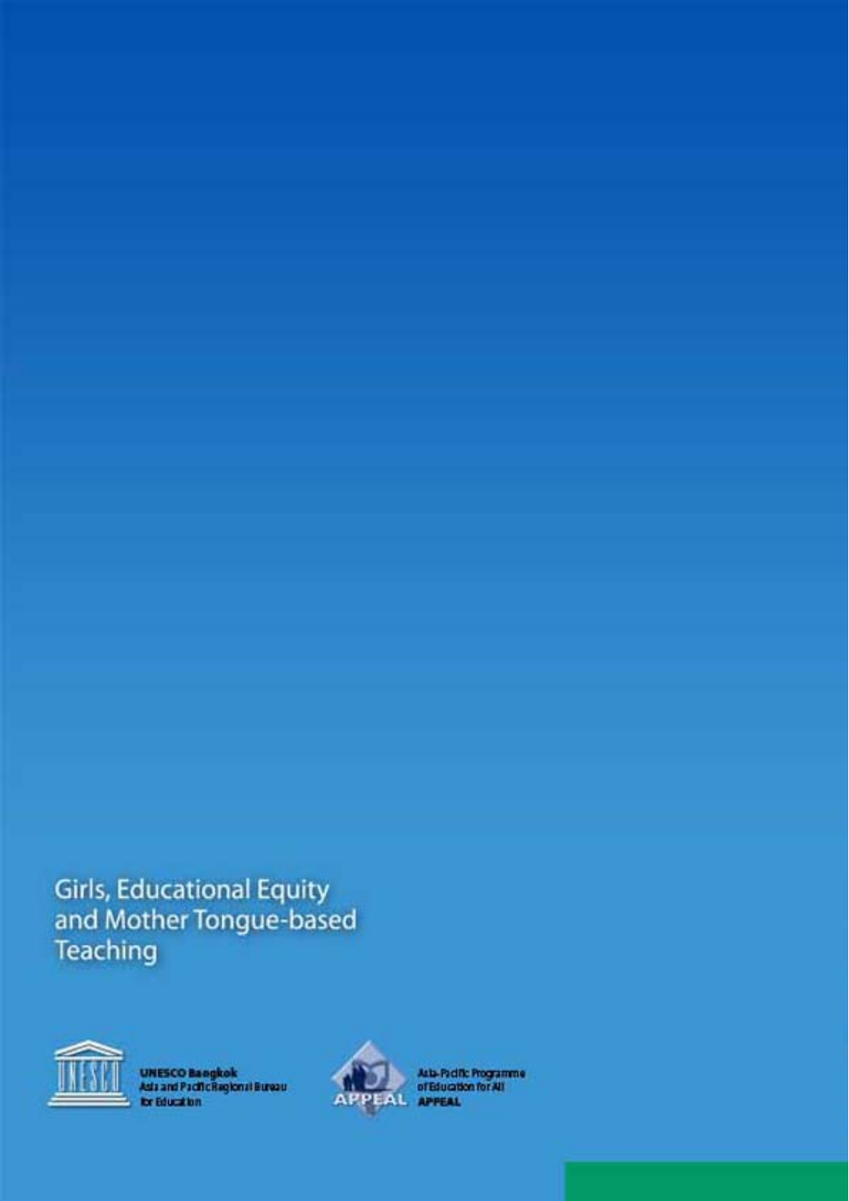Girls, Educational Equity and Mother Tongue-based Teaching

UNESCO Bangkok
Asia and Pacific Regional Bureau for Education

Asia-Pacific Programme of Education for All
APPEAL